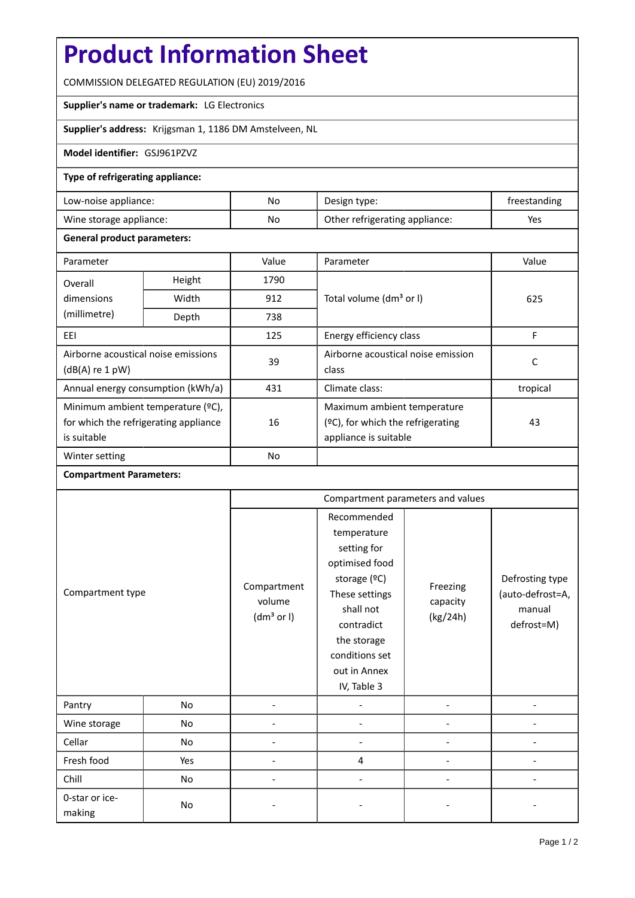# Product Information Sheet

COMMISSION DELEGATED REGULATION (EU) 2019/2016

**Supplier's name or trademark:** LG Electronics

**Supplier's address:** Krijgsman 1, 1186 DM Amstelveen, NL

**Model identifier:** GSJ961PZVZ

**Type of refrigerating appliance:**

| Low-noise appliance: | No | Design type: | freestanding |
|---|---|---|---|
| Wine storage appliance: | No | Other refrigerating appliance: | Yes |

**General product parameters:**

| Parameter | | Value | Parameter | Value |
|---|---|---|---|---|
| Overall dimensions (millimetre) | Height | 1790 | Total volume (dm³ or l) | 625 |
| | Width | 912 | | |
| | Depth | 738 | | |
| EEI | | 125 | Energy efficiency class | F |
| Airborne acoustical noise emissions (dB(A) re 1 pW) | | 39 | Airborne acoustical noise emission class | C |
| Annual energy consumption (kWh/a) | | 431 | Climate class: | tropical |
| Minimum ambient temperature (ºC), for which the refrigerating appliance is suitable | | 16 | Maximum ambient temperature (ºC), for which the refrigerating appliance is suitable | 43 |
| Winter setting | | No | | |

**Compartment Parameters:**

| Compartment type | | Compartment parameters and values | | | |
|---|---|---|---|---|---|
| | | Compartment volume (dm³ or l) | Recommended temperature setting for optimised food storage (ºC) These settings shall not contradict the storage conditions set out in Annex IV, Table 3 | Freezing capacity (kg/24h) | Defrosting type (auto-defrost=A, manual defrost=M) |
| Pantry | No | - | - | - | - |
| Wine storage | No | - | - | - | - |
| Cellar | No | - | - | - | - |
| Fresh food | Yes | - | 4 | - | - |
| Chill | No | - | - | - | - |
| 0-star or ice-making | No | - | - | - | - |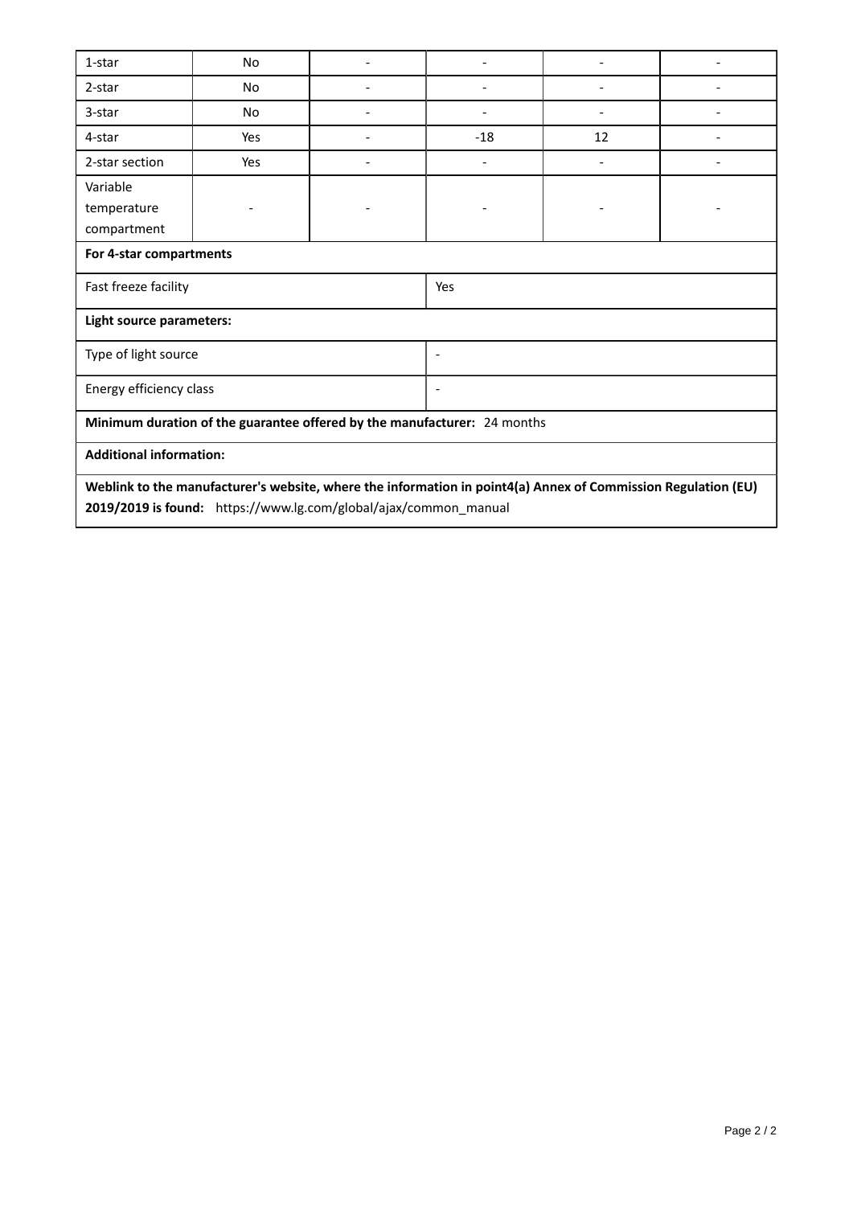| | | | | | |
|---|---|---|---|---|---|
| 1-star | No | - | - | - | - |
| 2-star | No | - | - | - | - |
| 3-star | No | - | - | - | - |
| 4-star | Yes | - | -18 | 12 | - |
| 2-star section | Yes | - | - | - | - |
| Variable temperature compartment | - | - | - | - | - |

**For 4-star compartments**

| | |
|---|---|
| Fast freeze facility | Yes |

**Light source parameters:**

| | |
|---|---|
| Type of light source | - |
| Energy efficiency class | - |

**Minimum duration of the guarantee offered by the manufacturer:** 24 months

**Additional information:**

**Weblink to the manufacturer's website, where the information in point4(a) Annex of Commission Regulation (EU) 2019/2019 is found:** https://www.lg.com/global/ajax/common_manual